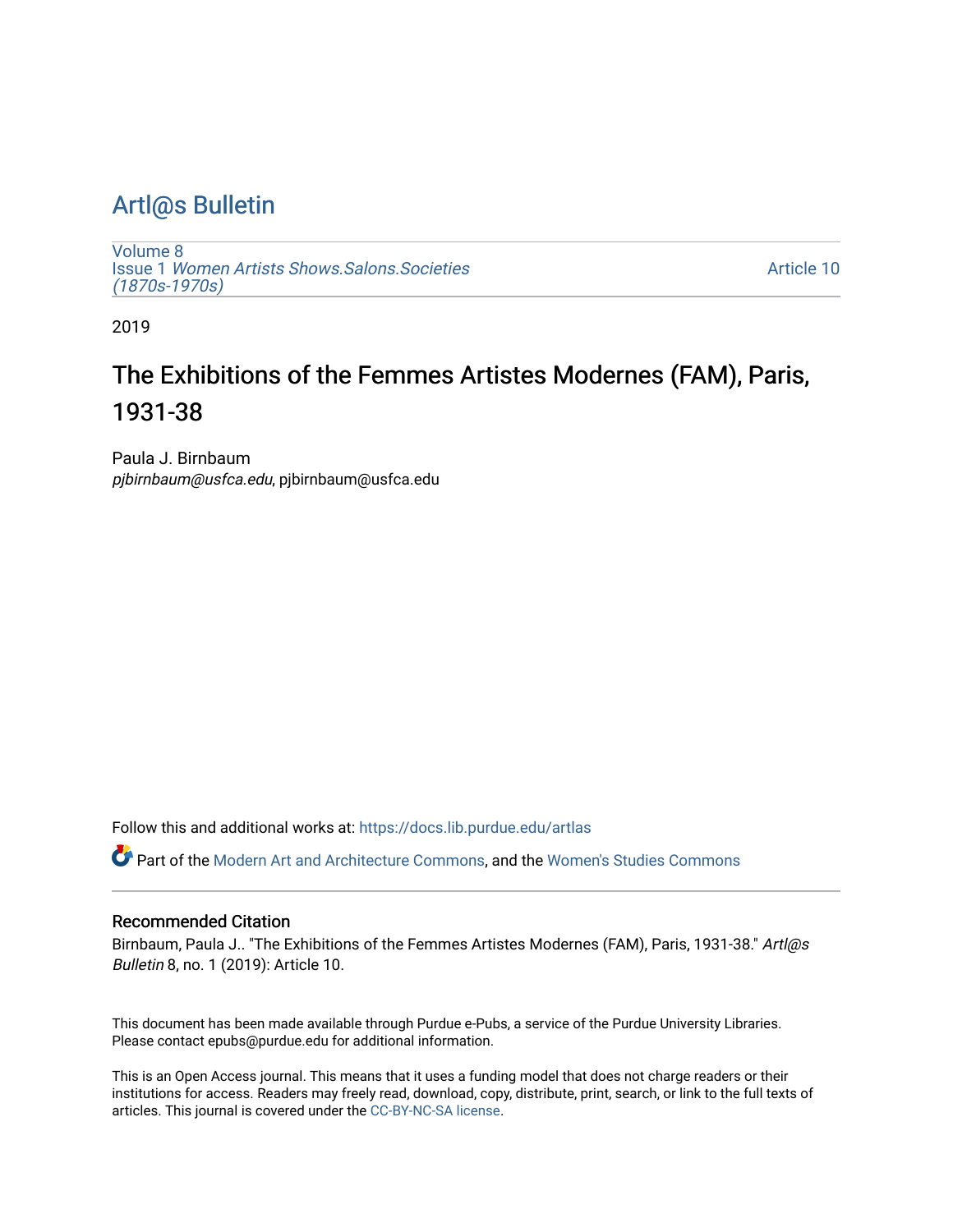# Artl@s Bulletin

Volume 8
Issue 1 *Women Artists Shows.Salons.Societies (1870s-1970s)*

Article 10

2019

## The Exhibitions of the Femmes Artistes Modernes (FAM), Paris, 1931-38

Paula J. Birnbaum
*pjbirnbaum@usfca.edu*, pjbirnbaum@usfca.edu

Follow this and additional works at: https://docs.lib.purdue.edu/artlas

Part of the Modern Art and Architecture Commons, and the Women's Studies Commons

### Recommended Citation

Birnbaum, Paula J.. "The Exhibitions of the Femmes Artistes Modernes (FAM), Paris, 1931-38." *Artl@s Bulletin* 8, no. 1 (2019): Article 10.

This document has been made available through Purdue e-Pubs, a service of the Purdue University Libraries. Please contact epubs@purdue.edu for additional information.

This is an Open Access journal. This means that it uses a funding model that does not charge readers or their institutions for access. Readers may freely read, download, copy, distribute, print, search, or link to the full texts of articles. This journal is covered under the CC-BY-NC-SA license.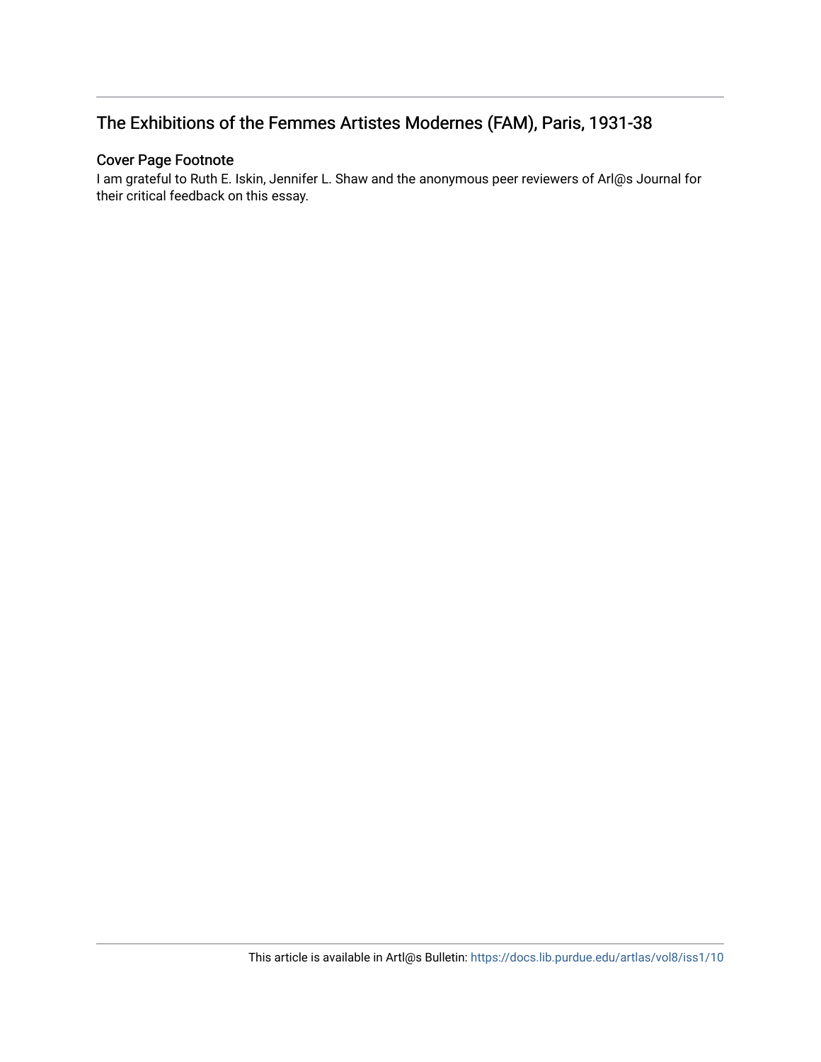# The Exhibitions of the Femmes Artistes Modernes (FAM), Paris, 1931-38

## Cover Page Footnote

I am grateful to Ruth E. Iskin, Jennifer L. Shaw and the anonymous peer reviewers of Arl@s Journal for their critical feedback on this essay.

This article is available in Artl@s Bulletin: https://docs.lib.purdue.edu/artlas/vol8/iss1/10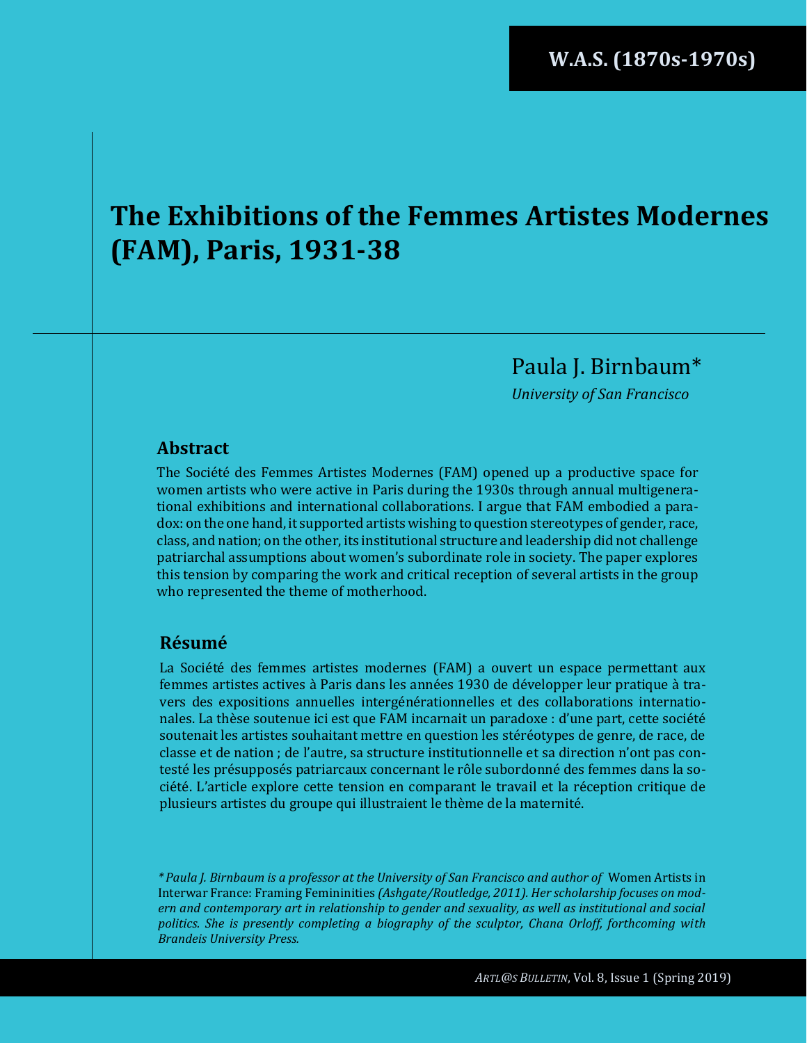# The Exhibitions of the Femmes Artistes Modernes (FAM), Paris, 1931-38

Paula J. Birnbaum*

*University of San Francisco*

## Abstract

The Société des Femmes Artistes Modernes (FAM) opened up a productive space for women artists who were active in Paris during the 1930s through annual multigenerational exhibitions and international collaborations. I argue that FAM embodied a paradox: on the one hand, it supported artists wishing to question stereotypes of gender, race, class, and nation; on the other, its institutional structure and leadership did not challenge patriarchal assumptions about women's subordinate role in society. The paper explores this tension by comparing the work and critical reception of several artists in the group who represented the theme of motherhood.

## Résumé

La Société des femmes artistes modernes (FAM) a ouvert un espace permettant aux femmes artistes actives à Paris dans les années 1930 de développer leur pratique à travers des expositions annuelles intergénérationnelles et des collaborations internationales. La thèse soutenue ici est que FAM incarnait un paradoxe : d'une part, cette société soutenait les artistes souhaitant mettre en question les stéréotypes de genre, de race, de classe et de nation ; de l'autre, sa structure institutionnelle et sa direction n'ont pas contesté les présupposés patriarcaux concernant le rôle subordonné des femmes dans la société. L'article explore cette tension en comparant le travail et la réception critique de plusieurs artistes du groupe qui illustraient le thème de la maternité.

*\* Paula J. Birnbaum is a professor at the University of San Francisco and author of* Women Artists in Interwar France: Framing Femininities *(Ashgate/Routledge, 2011). Her scholarship focuses on modern and contemporary art in relationship to gender and sexuality, as well as institutional and social politics. She is presently completing a biography of the sculptor, Chana Orloff, forthcoming with Brandeis University Press.*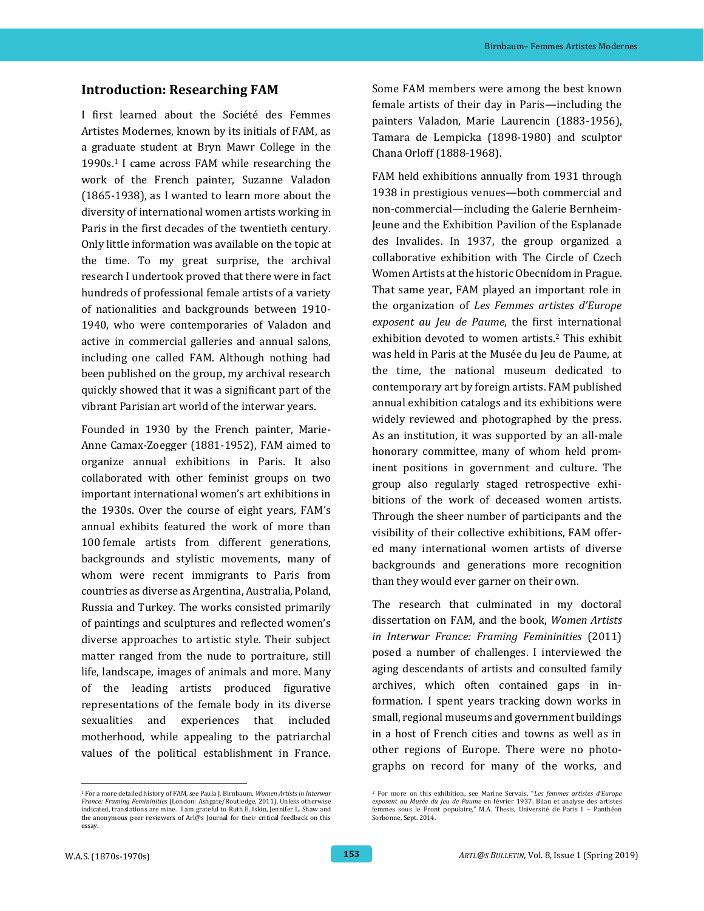## Introduction: Researching FAM

I first learned about the Société des Femmes Artistes Modernes, known by its initials of FAM, as a graduate student at Bryn Mawr College in the 1990s.[1] I came across FAM while researching the work of the French painter, Suzanne Valadon (1865-1938), as I wanted to learn more about the diversity of international women artists working in Paris in the first decades of the twentieth century. Only little information was available on the topic at the time. To my great surprise, the archival research I undertook proved that there were in fact hundreds of professional female artists of a variety of nationalities and backgrounds between 1910-1940, who were contemporaries of Valadon and active in commercial galleries and annual salons, including one called FAM. Although nothing had been published on the group, my archival research quickly showed that it was a significant part of the vibrant Parisian art world of the interwar years.

Founded in 1930 by the French painter, Marie-Anne Camax-Zoegger (1881-1952), FAM aimed to organize annual exhibitions in Paris. It also collaborated with other feminist groups on two important international women's art exhibitions in the 1930s. Over the course of eight years, FAM's annual exhibits featured the work of more than 100 female artists from different generations, backgrounds and stylistic movements, many of whom were recent immigrants to Paris from countries as diverse as Argentina, Australia, Poland, Russia and Turkey. The works consisted primarily of paintings and sculptures and reflected women's diverse approaches to artistic style. Their subject matter ranged from the nude to portraiture, still life, landscape, images of animals and more. Many of the leading artists produced figurative representations of the female body in its diverse sexualities and experiences that included motherhood, while appealing to the patriarchal values of the political establishment in France. Some FAM members were among the best known female artists of their day in Paris—including the painters Valadon, Marie Laurencin (1883-1956), Tamara de Lempicka (1898-1980) and sculptor Chana Orloff (1888-1968).

FAM held exhibitions annually from 1931 through 1938 in prestigious venues—both commercial and non-commercial—including the Galerie Bernheim-Jeune and the Exhibition Pavilion of the Esplanade des Invalides. In 1937, the group organized a collaborative exhibition with The Circle of Czech Women Artists at the historic Obecnídom in Prague. That same year, FAM played an important role in the organization of *Les Femmes artistes d'Europe exposent au Jeu de Paume*, the first international exhibition devoted to women artists.[2] This exhibit was held in Paris at the Musée du Jeu de Paume, at the time, the national museum dedicated to contemporary art by foreign artists. FAM published annual exhibition catalogs and its exhibitions were widely reviewed and photographed by the press. As an institution, it was supported by an all-male honorary committee, many of whom held prominent positions in government and culture. The group also regularly staged retrospective exhibitions of the work of deceased women artists. Through the sheer number of participants and the visibility of their collective exhibitions, FAM offered many international women artists of diverse backgrounds and generations more recognition than they would ever garner on their own.

The research that culminated in my doctoral dissertation on FAM, and the book, *Women Artists in Interwar France: Framing Femininities* (2011) posed a number of challenges. I interviewed the aging descendants of artists and consulted family archives, which often contained gaps in information. I spent years tracking down works in small, regional museums and government buildings in a host of French cities and towns as well as in other regions of Europe. There were no photographs on record for many of the works, and

---

[1] For a more detailed history of FAM, see Paula J. Birnbaum, *Women Artists in Interwar France: Framing Femininities* (London: Ashgate/Routledge, 2011). Unless otherwise indicated, translations are mine. I am grateful to Ruth E. Iskin, Jennifer L. Shaw and the anonymous peer reviewers of Arl@s Journal for their critical feedback on this essay.

[2] For more on this exhibition, see Marine Servais, "*Les femmes artistes d'Europe exposent au Musée du Jeu de Paume* en février 1937. Bilan et analyse des artistes femmes sous le Front populaire," M.A. Thesis, Université de Paris I – Panthéon Sorbonne, Sept. 2014.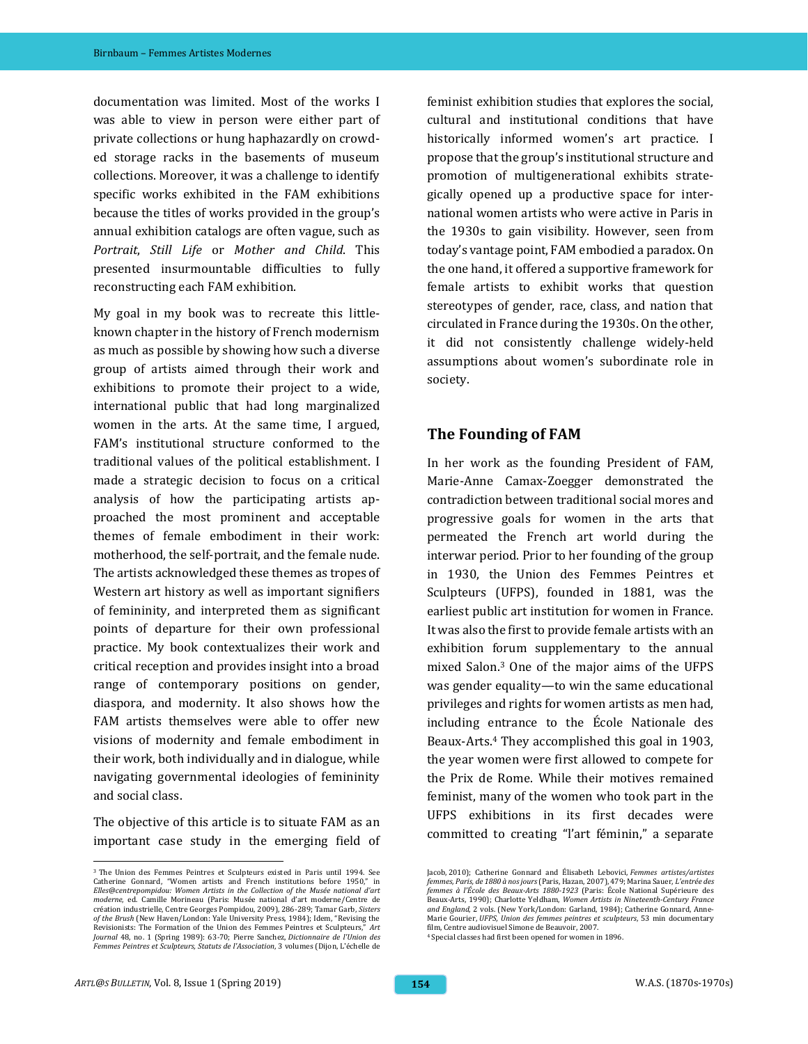documentation was limited. Most of the works I was able to view in person were either part of private collections or hung haphazardly on crowded storage racks in the basements of museum collections. Moreover, it was a challenge to identify specific works exhibited in the FAM exhibitions because the titles of works provided in the group's annual exhibition catalogs are often vague, such as *Portrait*, *Still Life* or *Mother and Child*. This presented insurmountable difficulties to fully reconstructing each FAM exhibition.

My goal in my book was to recreate this little-known chapter in the history of French modernism as much as possible by showing how such a diverse group of artists aimed through their work and exhibitions to promote their project to a wide, international public that had long marginalized women in the arts. At the same time, I argued, FAM's institutional structure conformed to the traditional values of the political establishment. I made a strategic decision to focus on a critical analysis of how the participating artists approached the most prominent and acceptable themes of female embodiment in their work: motherhood, the self-portrait, and the female nude. The artists acknowledged these themes as tropes of Western art history as well as important signifiers of femininity, and interpreted them as significant points of departure for their own professional practice. My book contextualizes their work and critical reception and provides insight into a broad range of contemporary positions on gender, diaspora, and modernity. It also shows how the FAM artists themselves were able to offer new visions of modernity and female embodiment in their work, both individually and in dialogue, while navigating governmental ideologies of femininity and social class.

The objective of this article is to situate FAM as an important case study in the emerging field of feminist exhibition studies that explores the social, cultural and institutional conditions that have historically informed women's art practice. I propose that the group's institutional structure and promotion of multigenerational exhibits strategically opened up a productive space for international women artists who were active in Paris in the 1930s to gain visibility. However, seen from today's vantage point, FAM embodied a paradox. On the one hand, it offered a supportive framework for female artists to exhibit works that question stereotypes of gender, race, class, and nation that circulated in France during the 1930s. On the other, it did not consistently challenge widely-held assumptions about women's subordinate role in society.

## The Founding of FAM

In her work as the founding President of FAM, Marie-Anne Camax-Zoegger demonstrated the contradiction between traditional social mores and progressive goals for women in the arts that permeated the French art world during the interwar period. Prior to her founding of the group in 1930, the Union des Femmes Peintres et Sculpteurs (UFPS), founded in 1881, was the earliest public art institution for women in France. It was also the first to provide female artists with an exhibition forum supplementary to the annual mixed Salon.[3] One of the major aims of the UFPS was gender equality—to win the same educational privileges and rights for women artists as men had, including entrance to the École Nationale des Beaux-Arts.[4] They accomplished this goal in 1903, the year women were first allowed to compete for the Prix de Rome. While their motives remained feminist, many of the women who took part in the UFPS exhibitions in its first decades were committed to creating "l'art féminin," a separate

---

[3] The Union des Femmes Peintres et Sculpteurs existed in Paris until 1994. See Catherine Gonnard, "Women artists and French institutions before 1950," in *Elles@centrepompidou: Women Artists in the Collection of the Musée national d'art moderne*, ed. Camille Morineau (Paris: Musée national d'art moderne/Centre de création industrielle, Centre Georges Pompidou, 2009), 286-289; Tamar Garb, *Sisters of the Brush* (New Haven/London: Yale University Press, 1984); Idem, "Revising the Revisionists: The Formation of the Union des Femmes Peintres et Sculpteurs," *Art Journal* 48, no. 1 (Spring 1989): 63-70; Pierre Sanchez, *Dictionnaire de l'Union des Femmes Peintres et Sculpteurs, Statuts de l'Association*, 3 volumes (Dijon, L'échelle de Jacob, 2010); Catherine Gonnard and Élisabeth Lebovici, *Femmes artistes/artistes femmes, Paris, de 1880 à nos jours* (Paris, Hazan, 2007), 479; Marina Sauer, *L'entrée des femmes à l'École des Beaux-Arts 1880-1923* (Paris: École National Supérieure des Beaux-Arts, 1990); Charlotte Yeldham, *Women Artists in Nineteenth-Century France and England*, 2 vols. (New York/London: Garland, 1984); Catherine Gonnard, Anne-Marie Gourier, *UFPS, Union des femmes peintres et sculpteurs*, 53 min documentary film, Centre audiovisuel Simone de Beauvoir, 2007.

[4] Special classes had first been opened for women in 1896.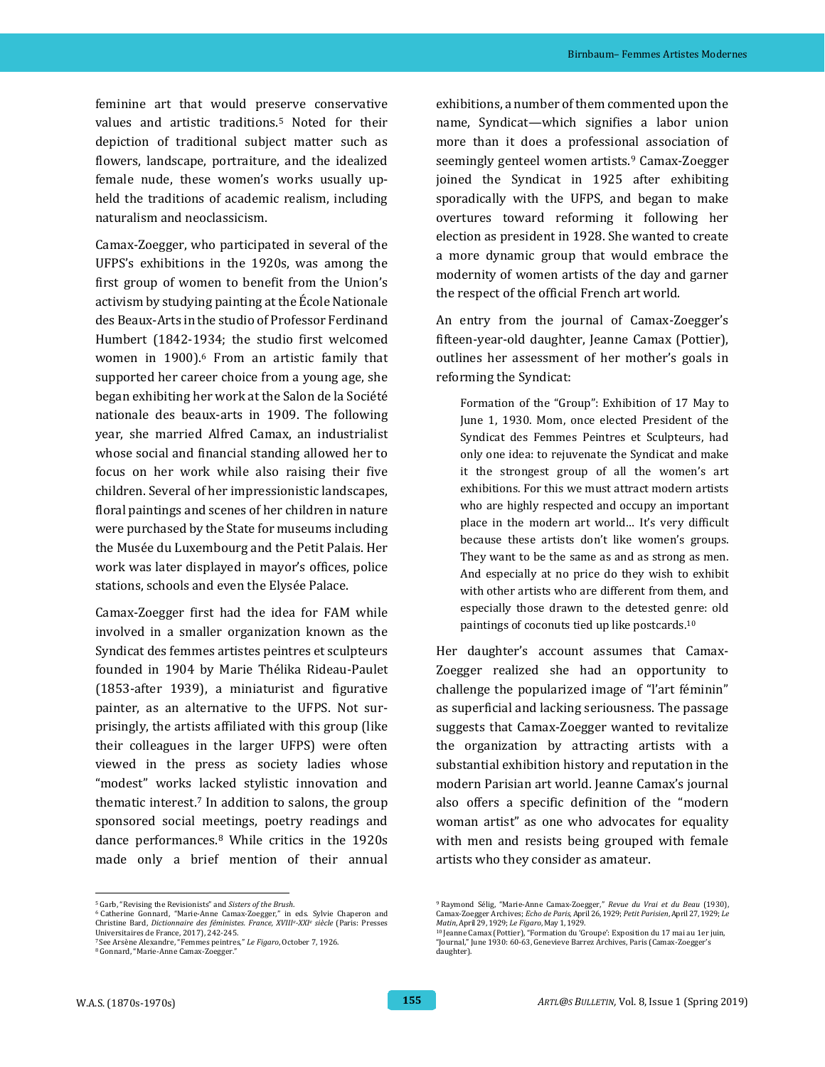feminine art that would preserve conservative values and artistic traditions.[5] Noted for their depiction of traditional subject matter such as flowers, landscape, portraiture, and the idealized female nude, these women's works usually upheld the traditions of academic realism, including naturalism and neoclassicism.

Camax-Zoegger, who participated in several of the UFPS's exhibitions in the 1920s, was among the first group of women to benefit from the Union's activism by studying painting at the École Nationale des Beaux-Arts in the studio of Professor Ferdinand Humbert (1842-1934; the studio first welcomed women in 1900).[6] From an artistic family that supported her career choice from a young age, she began exhibiting her work at the Salon de la Société nationale des beaux-arts in 1909. The following year, she married Alfred Camax, an industrialist whose social and financial standing allowed her to focus on her work while also raising their five children. Several of her impressionistic landscapes, floral paintings and scenes of her children in nature were purchased by the State for museums including the Musée du Luxembourg and the Petit Palais. Her work was later displayed in mayor's offices, police stations, schools and even the Elysée Palace.

Camax-Zoegger first had the idea for FAM while involved in a smaller organization known as the Syndicat des femmes artistes peintres et sculpteurs founded in 1904 by Marie Thélika Rideau-Paulet (1853-after 1939), a miniaturist and figurative painter, as an alternative to the UFPS. Not surprisingly, the artists affiliated with this group (like their colleagues in the larger UFPS) were often viewed in the press as society ladies whose "modest" works lacked stylistic innovation and thematic interest.[7] In addition to salons, the group sponsored social meetings, poetry readings and dance performances.[8] While critics in the 1920s made only a brief mention of their annual exhibitions, a number of them commented upon the name, Syndicat—which signifies a labor union more than it does a professional association of seemingly genteel women artists.[9] Camax-Zoegger joined the Syndicat in 1925 after exhibiting sporadically with the UFPS, and began to make overtures toward reforming it following her election as president in 1928. She wanted to create a more dynamic group that would embrace the modernity of women artists of the day and garner the respect of the official French art world.

An entry from the journal of Camax-Zoegger's fifteen-year-old daughter, Jeanne Camax (Pottier), outlines her assessment of her mother's goals in reforming the Syndicat:

> Formation of the "Group": Exhibition of 17 May to June 1, 1930. Mom, once elected President of the Syndicat des Femmes Peintres et Sculpteurs, had only one idea: to rejuvenate the Syndicat and make it the strongest group of all the women's art exhibitions. For this we must attract modern artists who are highly respected and occupy an important place in the modern art world… It's very difficult because these artists don't like women's groups. They want to be the same as and as strong as men. And especially at no price do they wish to exhibit with other artists who are different from them, and especially those drawn to the detested genre: old paintings of coconuts tied up like postcards.[10]

Her daughter's account assumes that Camax-Zoegger realized she had an opportunity to challenge the popularized image of "l'art féminin" as superficial and lacking seriousness. The passage suggests that Camax-Zoegger wanted to revitalize the organization by attracting artists with a substantial exhibition history and reputation in the modern Parisian art world. Jeanne Camax's journal also offers a specific definition of the "modern woman artist" as one who advocates for equality with men and resists being grouped with female artists who they consider as amateur.

---

[5] Garb, "Revising the Revisionists" and *Sisters of the Brush*.

[6] Catherine Gonnard, "Marie-Anne Camax-Zoegger," in eds. Sylvie Chaperon and Christine Bard, *Dictionnaire des féministes. France, XVIIIe-XXIe siècle* (Paris: Presses Universitaires de France, 2017), 242-245.

[7] See Arsène Alexandre, "Femmes peintres," *Le Figaro*, October 7, 1926.

[8] Gonnard, "Marie-Anne Camax-Zoegger."

[9] Raymond Sélig, "Marie-Anne Camax-Zoegger," *Revue du Vrai et du Beau* (1930), Camax-Zoegger Archives; *Echo de Paris*, April 26, 1929; *Petit Parisien*, April 27, 1929; *Le Matin*, April 29, 1929; *Le Figaro*, May 1, 1929.

[10] Jeanne Camax (Pottier), "Formation du 'Groupe': Exposition du 17 mai au 1er juin, "Journal," June 1930: 60-63, Genevieve Barrez Archives, Paris (Camax-Zoegger's daughter).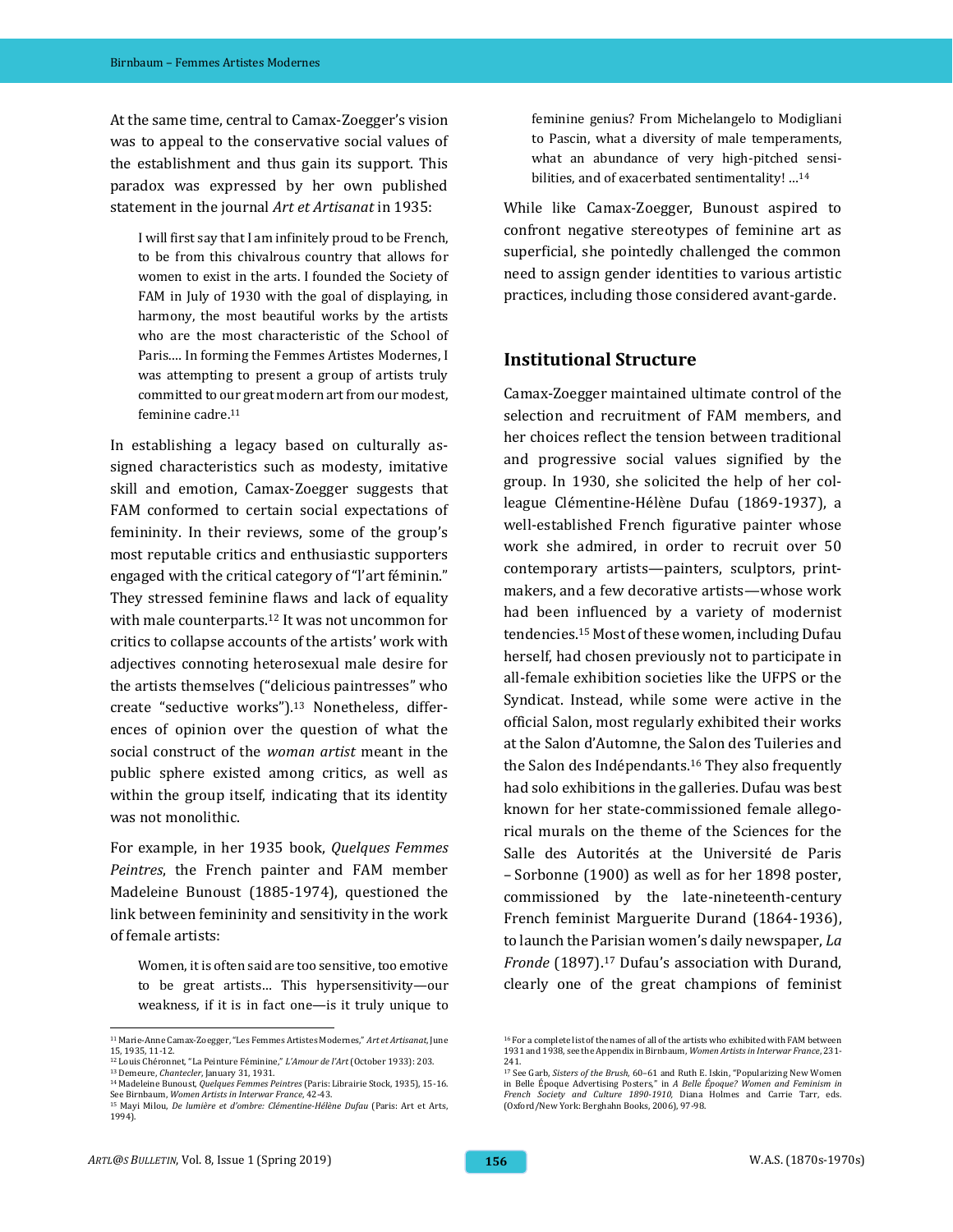At the same time, central to Camax-Zoegger's vision was to appeal to the conservative social values of the establishment and thus gain its support. This paradox was expressed by her own published statement in the journal *Art et Artisanat* in 1935:

> I will first say that I am infinitely proud to be French, to be from this chivalrous country that allows for women to exist in the arts. I founded the Society of FAM in July of 1930 with the goal of displaying, in harmony, the most beautiful works by the artists who are the most characteristic of the School of Paris.... In forming the Femmes Artistes Modernes, I was attempting to present a group of artists truly committed to our great modern art from our modest, feminine cadre.[11]

In establishing a legacy based on culturally assigned characteristics such as modesty, imitative skill and emotion, Camax-Zoegger suggests that FAM conformed to certain social expectations of femininity. In their reviews, some of the group's most reputable critics and enthusiastic supporters engaged with the critical category of "l'art féminin." They stressed feminine flaws and lack of equality with male counterparts.[12] It was not uncommon for critics to collapse accounts of the artists' work with adjectives connoting heterosexual male desire for the artists themselves ("delicious paintresses" who create "seductive works").[13] Nonetheless, differences of opinion over the question of what the social construct of the *woman artist* meant in the public sphere existed among critics, as well as within the group itself, indicating that its identity was not monolithic.

For example, in her 1935 book, *Quelques Femmes Peintres*, the French painter and FAM member Madeleine Bunoust (1885-1974), questioned the link between femininity and sensitivity in the work of female artists:

> Women, it is often said are too sensitive, too emotive to be great artists… This hypersensitivity—our weakness, if it is in fact one—is it truly unique to feminine genius? From Michelangelo to Modigliani to Pascin, what a diversity of male temperaments, what an abundance of very high-pitched sensibilities, and of exacerbated sentimentality! …[14]

While like Camax-Zoegger, Bunoust aspired to confront negative stereotypes of feminine art as superficial, she pointedly challenged the common need to assign gender identities to various artistic practices, including those considered avant-garde.

## Institutional Structure

Camax-Zoegger maintained ultimate control of the selection and recruitment of FAM members, and her choices reflect the tension between traditional and progressive social values signified by the group. In 1930, she solicited the help of her colleague Clémentine-Hélène Dufau (1869-1937), a well-established French figurative painter whose work she admired, in order to recruit over 50 contemporary artists—painters, sculptors, printmakers, and a few decorative artists—whose work had been influenced by a variety of modernist tendencies.[15] Most of these women, including Dufau herself, had chosen previously not to participate in all-female exhibition societies like the UFPS or the Syndicat. Instead, while some were active in the official Salon, most regularly exhibited their works at the Salon d'Automne, the Salon des Tuileries and the Salon des Indépendants.[16] They also frequently had solo exhibitions in the galleries. Dufau was best known for her state-commissioned female allegorical murals on the theme of the Sciences for the Salle des Autorités at the Université de Paris – Sorbonne (1900) as well as for her 1898 poster, commissioned by the late-nineteenth-century French feminist Marguerite Durand (1864-1936), to launch the Parisian women's daily newspaper, *La Fronde* (1897).[17] Dufau's association with Durand, clearly one of the great champions of feminist

---

[11] Marie-Anne Camax-Zoegger, "Les Femmes Artistes Modernes," *Art et Artisanat*, June 15, 1935, 11-12.

[12] Louis Chéronnet, "La Peinture Féminine," *L'Amour de l'Art* (October 1933): 203.

[13] Demeure, *Chantecler*, January 31, 1931.

[14] Madeleine Bunoust, *Quelques Femmes Peintres* (Paris: Librairie Stock, 1935), 15-16. See Birnbaum, *Women Artists in Interwar France*, 42-43.

[15] Mayi Milou, *De lumière et d'ombre: Clémentine-Hélène Dufau* (Paris: Art et Arts, 1994).

[16] For a complete list of the names of all of the artists who exhibited with FAM between 1931 and 1938, see the Appendix in Birnbaum, *Women Artists in Interwar France*, 231-241.

[17] See Garb, *Sisters of the Brush*, 60–61 and Ruth E. Iskin, "Popularizing New Women in Belle Époque Advertising Posters," in *A Belle Époque? Women and Feminism in French Society and Culture 1890-1910*, Diana Holmes and Carrie Tarr, eds. (Oxford/New York: Berghahn Books, 2006), 97-98.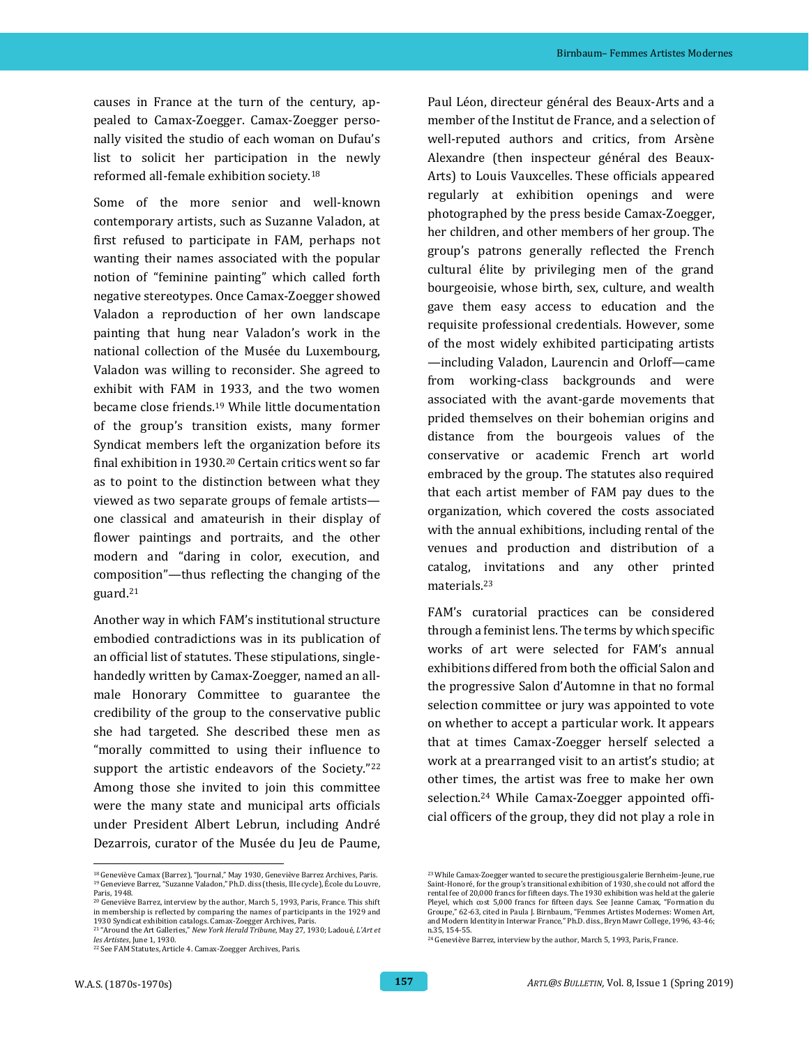causes in France at the turn of the century, appealed to Camax-Zoegger. Camax-Zoegger personally visited the studio of each woman on Dufau's list to solicit her participation in the newly reformed all-female exhibition society.[18]

Some of the more senior and well-known contemporary artists, such as Suzanne Valadon, at first refused to participate in FAM, perhaps not wanting their names associated with the popular notion of "feminine painting" which called forth negative stereotypes. Once Camax-Zoegger showed Valadon a reproduction of her own landscape painting that hung near Valadon's work in the national collection of the Musée du Luxembourg, Valadon was willing to reconsider. She agreed to exhibit with FAM in 1933, and the two women became close friends.[19] While little documentation of the group's transition exists, many former Syndicat members left the organization before its final exhibition in 1930.[20] Certain critics went so far as to point to the distinction between what they viewed as two separate groups of female artists—one classical and amateurish in their display of flower paintings and portraits, and the other modern and "daring in color, execution, and composition"—thus reflecting the changing of the guard.[21]

Another way in which FAM's institutional structure embodied contradictions was in its publication of an official list of statutes. These stipulations, single-handedly written by Camax-Zoegger, named an all-male Honorary Committee to guarantee the credibility of the group to the conservative public she had targeted. She described these men as "morally committed to using their influence to support the artistic endeavors of the Society."[22] Among those she invited to join this committee were the many state and municipal arts officials under President Albert Lebrun, including André Dezarrois, curator of the Musée du Jeu de Paume, Paul Léon, directeur général des Beaux-Arts and a member of the Institut de France, and a selection of well-reputed authors and critics, from Arsène Alexandre (then inspecteur général des Beaux-Arts) to Louis Vauxcelles. These officials appeared regularly at exhibition openings and were photographed by the press beside Camax-Zoegger, her children, and other members of her group. The group's patrons generally reflected the French cultural élite by privileging men of the grand bourgeoisie, whose birth, sex, culture, and wealth gave them easy access to education and the requisite professional credentials. However, some of the most widely exhibited participating artists—including Valadon, Laurencin and Orloff—came from working-class backgrounds and were associated with the avant-garde movements that prided themselves on their bohemian origins and distance from the bourgeois values of the conservative or academic French art world embraced by the group. The statutes also required that each artist member of FAM pay dues to the organization, which covered the costs associated with the annual exhibitions, including rental of the venues and production and distribution of a catalog, invitations and any other printed materials.[23]

FAM's curatorial practices can be considered through a feminist lens. The terms by which specific works of art were selected for FAM's annual exhibitions differed from both the official Salon and the progressive Salon d'Automne in that no formal selection committee or jury was appointed to vote on whether to accept a particular work. It appears that at times Camax-Zoegger herself selected a work at a prearranged visit to an artist's studio; at other times, the artist was free to make her own selection.[24] While Camax-Zoegger appointed official officers of the group, they did not play a role in

---

[18] Geneviève Camax (Barrez), "Journal," May 1930, Geneviève Barrez Archives, Paris.

[19] Genevieve Barrez, "Suzanne Valadon," Ph.D. diss (thesis, IIIe cycle), École du Louvre, Paris, 1948.

[20] Geneviève Barrez, interview by the author, March 5, 1993, Paris, France. This shift in membership is reflected by comparing the names of participants in the 1929 and 1930 Syndicat exhibition catalogs. Camax-Zoegger Archives, Paris.

[21] "Around the Art Galleries," *New York Herald Tribune*, May 27, 1930; Ladoué, *L'Art et les Artistes*, June 1, 1930.

[22] See FAM Statutes, Article 4. Camax-Zoegger Archives, Paris.

[23] While Camax-Zoegger wanted to secure the prestigious galerie Bernheim-Jeune, rue Saint-Honoré, for the group's transitional exhibition of 1930, she could not afford the rental fee of 20,000 francs for fifteen days. The 1930 exhibition was held at the galerie Pleyel, which cost 5,000 francs for fifteen days. See Jeanne Camax, "Formation du Groupe," 62-63, cited in Paula J. Birnbaum, "Femmes Artistes Modernes: Women Art, and Modern Identity in Interwar France," Ph.D. diss., Bryn Mawr College, 1996, 43-46; n.35, 154-55.

[24] Geneviève Barrez, interview by the author, March 5, 1993, Paris, France.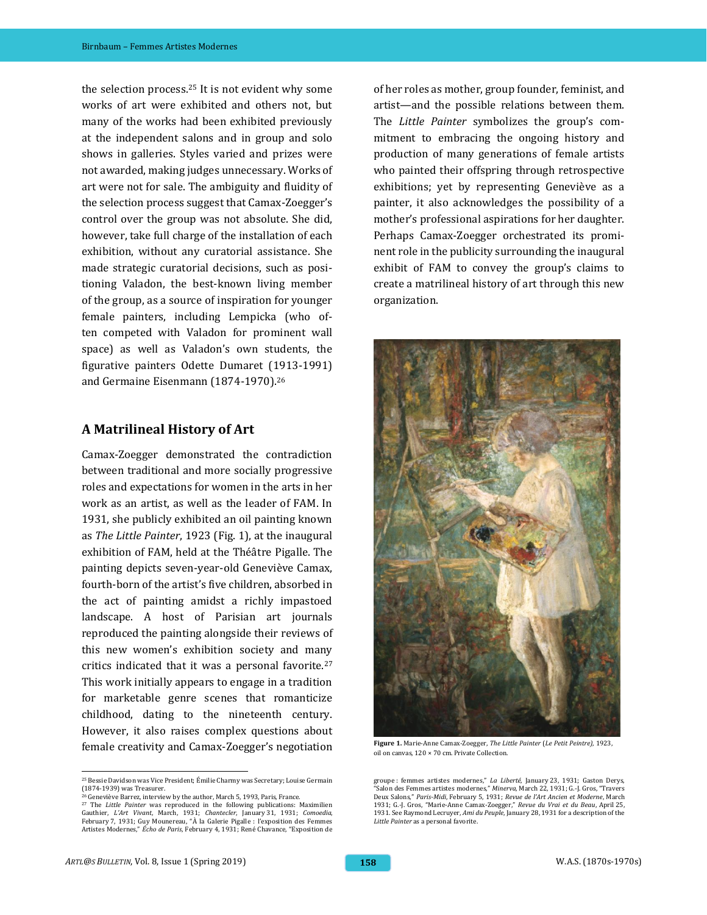the selection process.[25] It is not evident why some works of art were exhibited and others not, but many of the works had been exhibited previously at the independent salons and in group and solo shows in galleries. Styles varied and prizes were not awarded, making judges unnecessary. Works of art were not for sale. The ambiguity and fluidity of the selection process suggest that Camax-Zoegger's control over the group was not absolute. She did, however, take full charge of the installation of each exhibition, without any curatorial assistance. She made strategic curatorial decisions, such as positioning Valadon, the best-known living member of the group, as a source of inspiration for younger female painters, including Lempicka (who often competed with Valadon for prominent wall space) as well as Valadon's own students, the figurative painters Odette Dumaret (1913-1991) and Germaine Eisenmann (1874-1970).[26]

## A Matrilineal History of Art

Camax-Zoegger demonstrated the contradiction between traditional and more socially progressive roles and expectations for women in the arts in her work as an artist, as well as the leader of FAM. In 1931, she publicly exhibited an oil painting known as *The Little Painter*, 1923 (Fig. 1), at the inaugural exhibition of FAM, held at the Théâtre Pigalle. The painting depicts seven-year-old Geneviève Camax, fourth-born of the artist's five children, absorbed in the act of painting amidst a richly impastoed landscape. A host of Parisian art journals reproduced the painting alongside their reviews of this new women's exhibition society and many critics indicated that it was a personal favorite.[27] This work initially appears to engage in a tradition for marketable genre scenes that romanticize childhood, dating to the nineteenth century. However, it also raises complex questions about female creativity and Camax-Zoegger's negotiation of her roles as mother, group founder, feminist, and artist—and the possible relations between them. The *Little Painter* symbolizes the group's commitment to embracing the ongoing history and production of many generations of female artists who painted their offspring through retrospective exhibitions; yet by representing Geneviève as a painter, it also acknowledges the possibility of a mother's professional aspirations for her daughter. Perhaps Camax-Zoegger orchestrated its prominent role in the publicity surrounding the inaugural exhibit of FAM to convey the group's claims to create a matrilineal history of art through this new organization.

**Figure 1.** Marie-Anne Camax-Zoegger, *The Little Painter* (*Le Petit Peintre*), 1923, oil on canvas, 120 × 70 cm. Private Collection.

---

[25] Bessie Davidson was Vice President; Émilie Charmy was Secretary; Louise Germain (1874-1939) was Treasurer.

[26] Geneviève Barrez, interview by the author, March 5, 1993, Paris, France.

[27] The *Little Painter* was reproduced in the following publications: Maximilien Gauthier, *L'Art Vivant*, March, 1931; *Chantecler*, January 31, 1931; *Comoedia*, February 7, 1931; Guy Mounereau, "À la Galerie Pigalle : l'exposition des Femmes Artistes Modernes," *Écho de Paris*, February 4, 1931; René Chavance, "Exposition de groupe : femmes artistes modernes," *La Liberté*, January 23, 1931; Gaston Derys, "Salon des Femmes artistes modernes," *Minerva*, March 22, 1931; G.-J. Gros, "Travers Deux Salons," *Paris-Midi*, February 5, 1931; *Revue de l'Art Ancien et Moderne*, March 1931; G.-J. Gros, "Marie-Anne Camax-Zoegger," *Revue du Vrai et du Beau*, April 25, 1931. See Raymond Lecruyer, *Ami du Peuple*, January 28, 1931 for a description of the *Little Painter* as a personal favorite.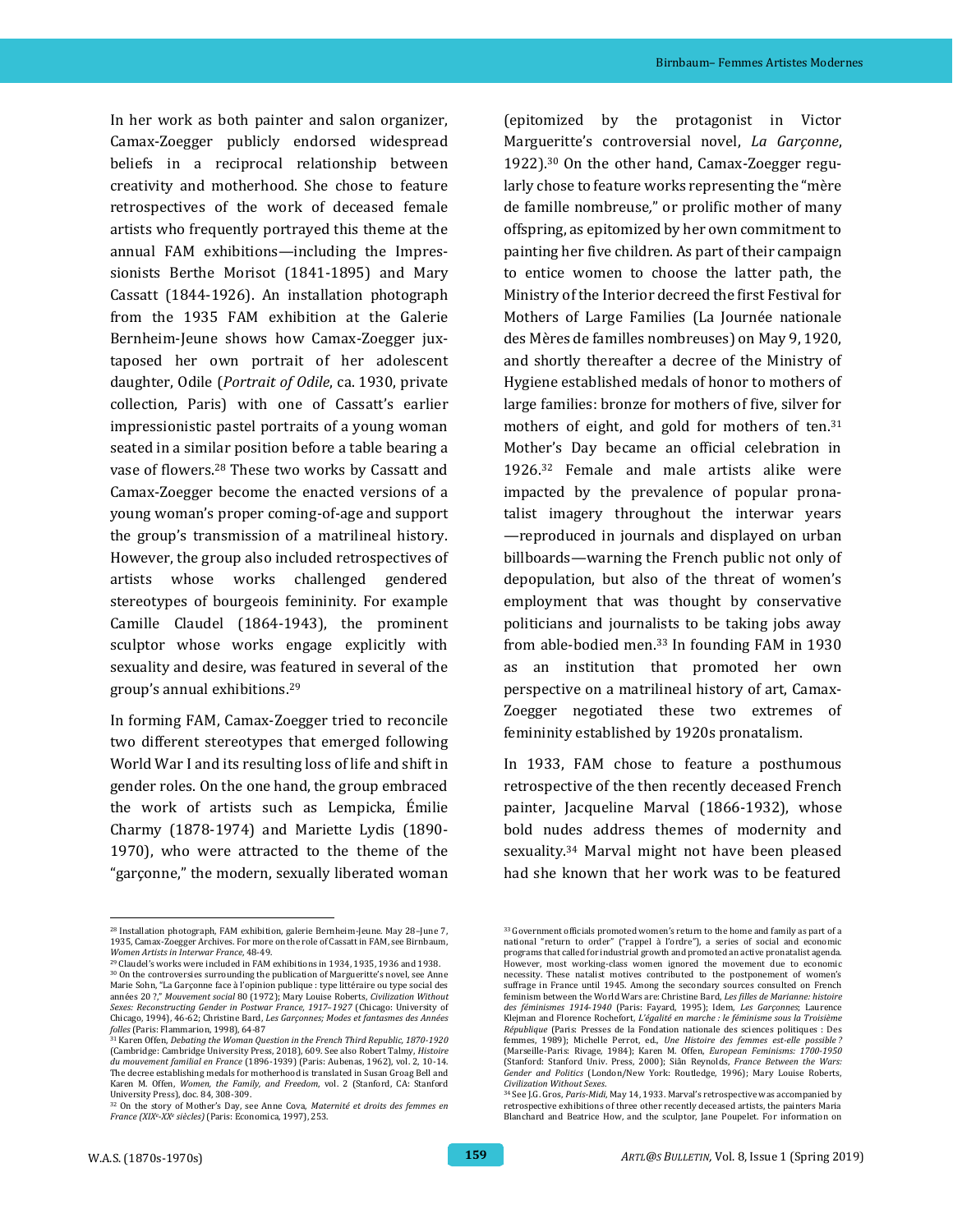In her work as both painter and salon organizer, Camax-Zoegger publicly endorsed widespread beliefs in a reciprocal relationship between creativity and motherhood. She chose to feature retrospectives of the work of deceased female artists who frequently portrayed this theme at the annual FAM exhibitions—including the Impressionists Berthe Morisot (1841-1895) and Mary Cassatt (1844-1926). An installation photograph from the 1935 FAM exhibition at the Galerie Bernheim-Jeune shows how Camax-Zoegger juxtaposed her own portrait of her adolescent daughter, Odile (*Portrait of Odile*, ca. 1930, private collection, Paris) with one of Cassatt's earlier impressionistic pastel portraits of a young woman seated in a similar position before a table bearing a vase of flowers.[28] These two works by Cassatt and Camax-Zoegger become the enacted versions of a young woman's proper coming-of-age and support the group's transmission of a matrilineal history. However, the group also included retrospectives of artists whose works challenged gendered stereotypes of bourgeois femininity. For example Camille Claudel (1864-1943), the prominent sculptor whose works engage explicitly with sexuality and desire, was featured in several of the group's annual exhibitions.[29]

In forming FAM, Camax-Zoegger tried to reconcile two different stereotypes that emerged following World War I and its resulting loss of life and shift in gender roles. On the one hand, the group embraced the work of artists such as Lempicka, Émilie Charmy (1878-1974) and Mariette Lydis (1890-1970), who were attracted to the theme of the "garçonne," the modern, sexually liberated woman (epitomized by the protagonist in Victor Margueritte's controversial novel, *La Garçonne*, 1922).[30] On the other hand, Camax-Zoegger regularly chose to feature works representing the "mère de famille nombreuse," or prolific mother of many offspring, as epitomized by her own commitment to painting her five children. As part of their campaign to entice women to choose the latter path, the Ministry of the Interior decreed the first Festival for Mothers of Large Families (La Journée nationale des Mères de familles nombreuses) on May 9, 1920, and shortly thereafter a decree of the Ministry of Hygiene established medals of honor to mothers of large families: bronze for mothers of five, silver for mothers of eight, and gold for mothers of ten.[31] Mother's Day became an official celebration in 1926.[32] Female and male artists alike were impacted by the prevalence of popular pronatalist imagery throughout the interwar years —reproduced in journals and displayed on urban billboards—warning the French public not only of depopulation, but also of the threat of women's employment that was thought by conservative politicians and journalists to be taking jobs away from able-bodied men.[33] In founding FAM in 1930 as an institution that promoted her own perspective on a matrilineal history of art, Camax-Zoegger negotiated these two extremes of femininity established by 1920s pronatalism.

In 1933, FAM chose to feature a posthumous retrospective of the then recently deceased French painter, Jacqueline Marval (1866-1932), whose bold nudes address themes of modernity and sexuality.[34] Marval might not have been pleased had she known that her work was to be featured

---

[28] Installation photograph, FAM exhibition, galerie Bernheim-Jeune. May 28–June 7, 1935, Camax-Zoegger Archives. For more on the role of Cassatt in FAM, see Birnbaum, *Women Artists in Interwar France*, 48-49.

[29] Claudel's works were included in FAM exhibitions in 1934, 1935, 1936 and 1938.

[30] On the controversies surrounding the publication of Margueritte's novel, see Anne Marie Sohn, "La Garçonne face à l'opinion publique : type littéraire ou type social des années 20 ?," *Mouvement social* 80 (1972); Mary Louise Roberts, *Civilization Without Sexes: Reconstructing Gender in Postwar France, 1917–1927* (Chicago: University of Chicago, 1994), 46-62; Christine Bard, *Les Garçonnes; Modes et fantasmes des Années folles* (Paris: Flammarion, 1998), 64-87

[31] Karen Offen, *Debating the Woman Question in the French Third Republic, 1870-1920* (Cambridge: Cambridge University Press, 2018), 609. See also Robert Talmy, *Histoire du mouvement familial en France* (1896-1939) (Paris: Aubenas, 1962), vol. 2, 10-14. The decree establishing medals for motherhood is translated in Susan Groag Bell and Karen M. Offen, *Women, the Family, and Freedom*, vol. 2 (Stanford, CA: Stanford University Press), doc. 84, 308-309.

[32] On the story of Mother's Day, see Anne Cova, *Maternité et droits des femmes en France (XIXe-XXe siècles)* (Paris: Economica, 1997), 253.

[33] Government officials promoted women's return to the home and family as part of a national "return to order" ("rappel à l'ordre"), a series of social and economic programs that called for industrial growth and promoted an active pronatalist agenda. However, most working-class women ignored the movement due to economic necessity. These natalist motives contributed to the postponement of women's suffrage in France until 1945. Among the secondary sources consulted on French feminism between the World Wars are: Christine Bard, *Les filles de Marianne: histoire des féminismes 1914-1940* (Paris: Fayard, 1995); Idem, *Les Garçonnes*; Laurence Klejman and Florence Rochefort, *L'égalité en marche : le féminisme sous la Troisième République* (Paris: Presses de la Fondation nationale des sciences politiques : Des femmes, 1989); Michelle Perrot, ed., *Une Histoire des femmes est-elle possible ?* (Marseille-Paris: Rivage, 1984); Karen M. Offen, *European Feminisms: 1700-1950* (Stanford: Stanford Univ. Press, 2000); Siân Reynolds, *France Between the Wars: Gender and Politics* (London/New York: Routledge, 1996); Mary Louise Roberts, *Civilization Without Sexes.*

[34] See J.G. Gros, *Paris-Midi*, May 14, 1933. Marval's retrospective was accompanied by retrospective exhibitions of three other recently deceased artists, the painters Maria Blanchard and Beatrice How, and the sculptor, Jane Poupelet. For information on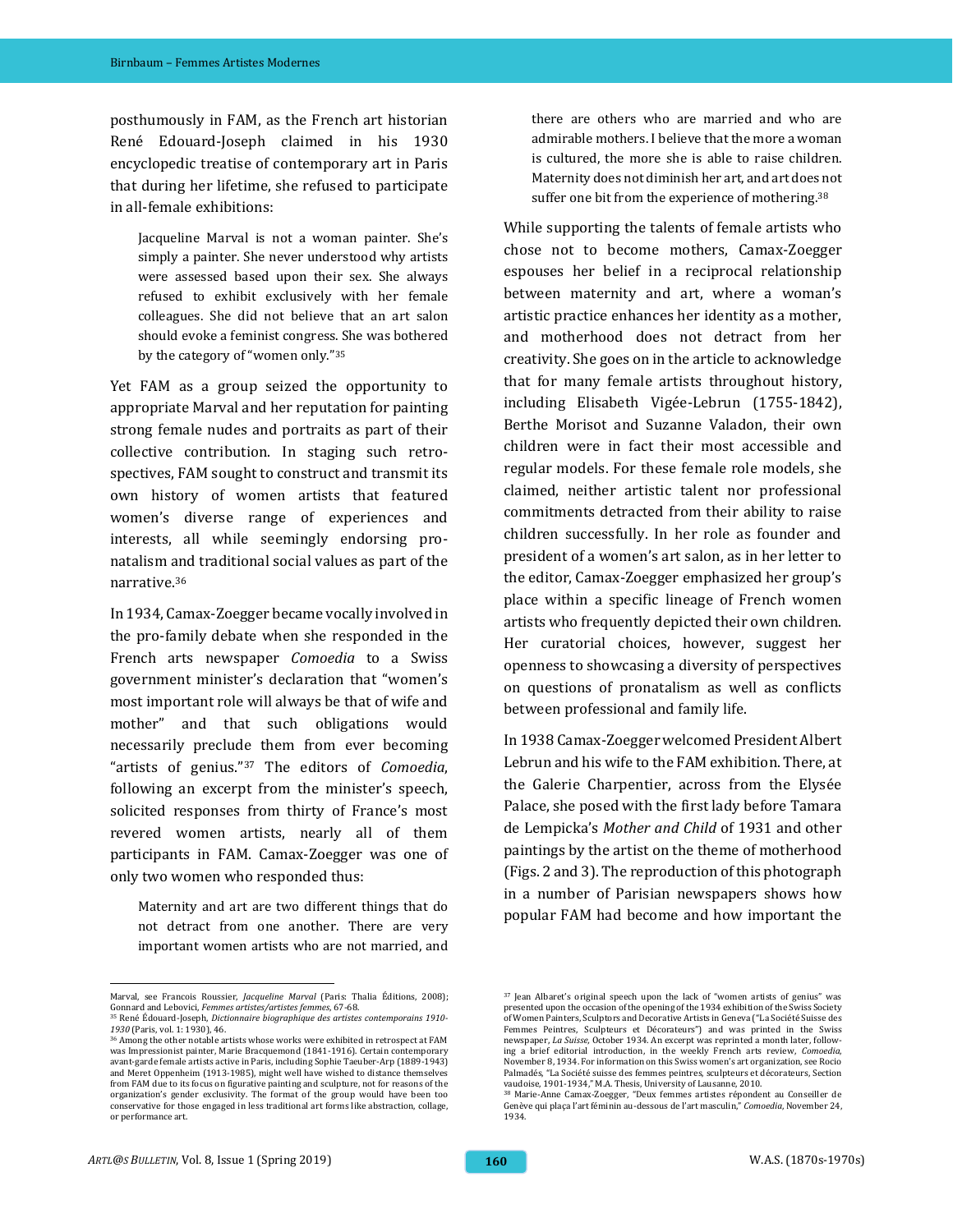posthumously in FAM, as the French art historian René Edouard-Joseph claimed in his 1930 encyclopedic treatise of contemporary art in Paris that during her lifetime, she refused to participate in all-female exhibitions:

> Jacqueline Marval is not a woman painter. She's simply a painter. She never understood why artists were assessed based upon their sex. She always refused to exhibit exclusively with her female colleagues. She did not believe that an art salon should evoke a feminist congress. She was bothered by the category of "women only."[35]

Yet FAM as a group seized the opportunity to appropriate Marval and her reputation for painting strong female nudes and portraits as part of their collective contribution. In staging such retrospectives, FAM sought to construct and transmit its own history of women artists that featured women's diverse range of experiences and interests, all while seemingly endorsing pronatalism and traditional social values as part of the narrative.[36]

In 1934, Camax-Zoegger became vocally involved in the pro-family debate when she responded in the French arts newspaper *Comoedia* to a Swiss government minister's declaration that "women's most important role will always be that of wife and mother" and that such obligations would necessarily preclude them from ever becoming "artists of genius."[37] The editors of *Comoedia*, following an excerpt from the minister's speech, solicited responses from thirty of France's most revered women artists, nearly all of them participants in FAM. Camax-Zoegger was one of only two women who responded thus:

> Maternity and art are two different things that do not detract from one another. There are very important women artists who are not married, and there are others who are married and who are admirable mothers. I believe that the more a woman is cultured, the more she is able to raise children. Maternity does not diminish her art, and art does not suffer one bit from the experience of mothering.[38]

While supporting the talents of female artists who chose not to become mothers, Camax-Zoegger espouses her belief in a reciprocal relationship between maternity and art, where a woman's artistic practice enhances her identity as a mother, and motherhood does not detract from her creativity. She goes on in the article to acknowledge that for many female artists throughout history, including Elisabeth Vigée-Lebrun (1755-1842), Berthe Morisot and Suzanne Valadon, their own children were in fact their most accessible and regular models. For these female role models, she claimed, neither artistic talent nor professional commitments detracted from their ability to raise children successfully. In her role as founder and president of a women's art salon, as in her letter to the editor, Camax-Zoegger emphasized her group's place within a specific lineage of French women artists who frequently depicted their own children. Her curatorial choices, however, suggest her openness to showcasing a diversity of perspectives on questions of pronatalism as well as conflicts between professional and family life.

In 1938 Camax-Zoegger welcomed President Albert Lebrun and his wife to the FAM exhibition. There, at the Galerie Charpentier, across from the Elysée Palace, she posed with the first lady before Tamara de Lempicka's *Mother and Child* of 1931 and other paintings by the artist on the theme of motherhood (Figs. 2 and 3). The reproduction of this photograph in a number of Parisian newspapers shows how popular FAM had become and how important the

---

Marval, see Francois Roussier, *Jacqueline Marval* (Paris: Thalia Éditions, 2008); Gonnard and Lebovici, *Femmes artistes/artistes femmes*, 67-68.

[35] René Édouard-Joseph, *Dictionnaire biographique des artistes contemporains 1910-1930* (Paris, vol. 1: 1930), 46.

[36] Among the other notable artists whose works were exhibited in retrospect at FAM was Impressionist painter, Marie Bracquemond (1841-1916). Certain contemporary avant-garde female artists active in Paris, including Sophie Taeuber-Arp (1889-1943) and Meret Oppenheim (1913-1985), might well have wished to distance themselves from FAM due to its focus on figurative painting and sculpture, not for reasons of the organization's gender exclusivity. The format of the group would have been too conservative for those engaged in less traditional art forms like abstraction, collage, or performance art.

[37] Jean Albaret's original speech upon the lack of "women artists of genius" was presented upon the occasion of the opening of the 1934 exhibition of the Swiss Society of Women Painters, Sculptors and Decorative Artists in Geneva ("La Société Suisse des Femmes Peintres, Sculpteurs et Décorateurs") and was printed in the Swiss newspaper, *La Suisse*, October 1934. An excerpt was reprinted a month later, following a brief editorial introduction, in the weekly French arts review, *Comoedia*, November 8, 1934. For information on this Swiss women's art organization, see Rocio Palmadés, "La Société suisse des femmes peintres, sculpteurs et décorateurs, Section vaudoise, 1901-1934," M.A. Thesis, University of Lausanne, 2010.

[38] Marie-Anne Camax-Zoegger, "Deux femmes artistes répondent au Conseiller de Genève qui plaça l'art féminin au-dessous de l'art masculin," *Comoedia*, November 24, 1934.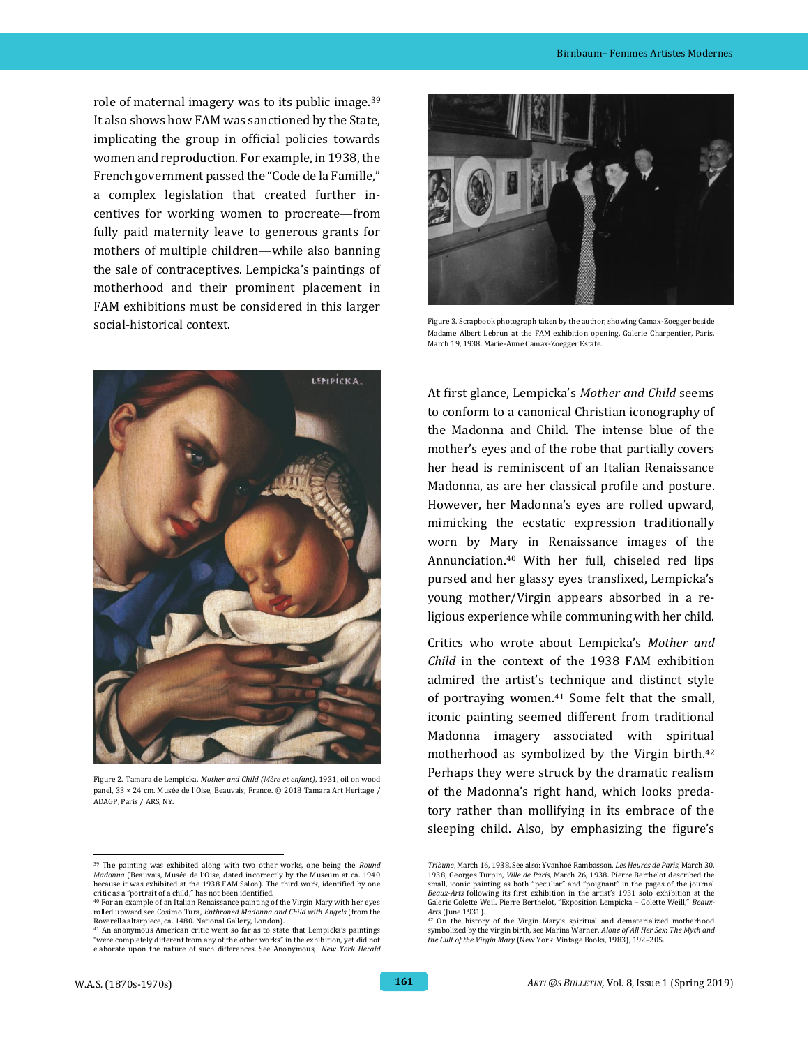role of maternal imagery was to its public image.[39] It also shows how FAM was sanctioned by the State, implicating the group in official policies towards women and reproduction. For example, in 1938, the French government passed the "Code de la Famille," a complex legislation that created further incentives for working women to procreate—from fully paid maternity leave to generous grants for mothers of multiple children—while also banning the sale of contraceptives. Lempicka's paintings of motherhood and their prominent placement in FAM exhibitions must be considered in this larger social-historical context.

Figure 3. Scrapbook photograph taken by the author, showing Camax-Zoegger beside Madame Albert Lebrun at the FAM exhibition opening, Galerie Charpentier, Paris, March 19, 1938. Marie-Anne Camax-Zoegger Estate.

Figure 2. Tamara de Lempicka, *Mother and Child (Mère et enfant)*, 1931, oil on wood panel, 33 × 24 cm. Musée de l'Oise, Beauvais, France. © 2018 Tamara Art Heritage / ADAGP, Paris / ARS, NY.

At first glance, Lempicka's *Mother and Child* seems to conform to a canonical Christian iconography of the Madonna and Child. The intense blue of the mother's eyes and of the robe that partially covers her head is reminiscent of an Italian Renaissance Madonna, as are her classical profile and posture. However, her Madonna's eyes are rolled upward, mimicking the ecstatic expression traditionally worn by Mary in Renaissance images of the Annunciation.[40] With her full, chiseled red lips pursed and her glassy eyes transfixed, Lempicka's young mother/Virgin appears absorbed in a religious experience while communing with her child.

Critics who wrote about Lempicka's *Mother and Child* in the context of the 1938 FAM exhibition admired the artist's technique and distinct style of portraying women.[41] Some felt that the small, iconic painting seemed different from traditional Madonna imagery associated with spiritual motherhood as symbolized by the Virgin birth.[42] Perhaps they were struck by the dramatic realism of the Madonna's right hand, which looks predatory rather than mollifying in its embrace of the sleeping child. Also, by emphasizing the figure's

---

[39] The painting was exhibited along with two other works, one being the *Round Madonna* (Beauvais, Musée de l'Oise, dated incorrectly by the Museum at ca. 1940 because it was exhibited at the 1938 FAM Salon). The third work, identified by one critic as a "portrait of a child," has not been identified.

[40] For an example of an Italian Renaissance painting of the Virgin Mary with her eyes rolled upward see Cosimo Tura, *Enthroned Madonna and Child with Angels* (from the Roverella altarpiece, ca. 1480. National Gallery, London).

[41] An anonymous American critic went so far as to state that Lempicka's paintings "were completely different from any of the other works" in the exhibition, yet did not elaborate upon the nature of such differences. See Anonymous, *New York Herald Tribune*, March 16, 1938. See also: Yvanhoé Rambasson, *Les Heures de Paris*, March 30, 1938; Georges Turpin, *Ville de Paris*, March 26, 1938. Pierre Berthelot described the small, iconic painting as both "peculiar" and "poignant" in the pages of the journal *Beaux-Arts* following its first exhibition in the artist's 1931 solo exhibition at the Galerie Colette Weil. Pierre Berthelot, "Exposition Lempicka – Colette Weill," *Beaux-Arts* (June 1931).

[42] On the history of the Virgin Mary's spiritual and dematerialized motherhood symbolized by the virgin birth, see Marina Warner, *Alone of All Her Sex: The Myth and the Cult of the Virgin Mary* (New York: Vintage Books, 1983), 192–205.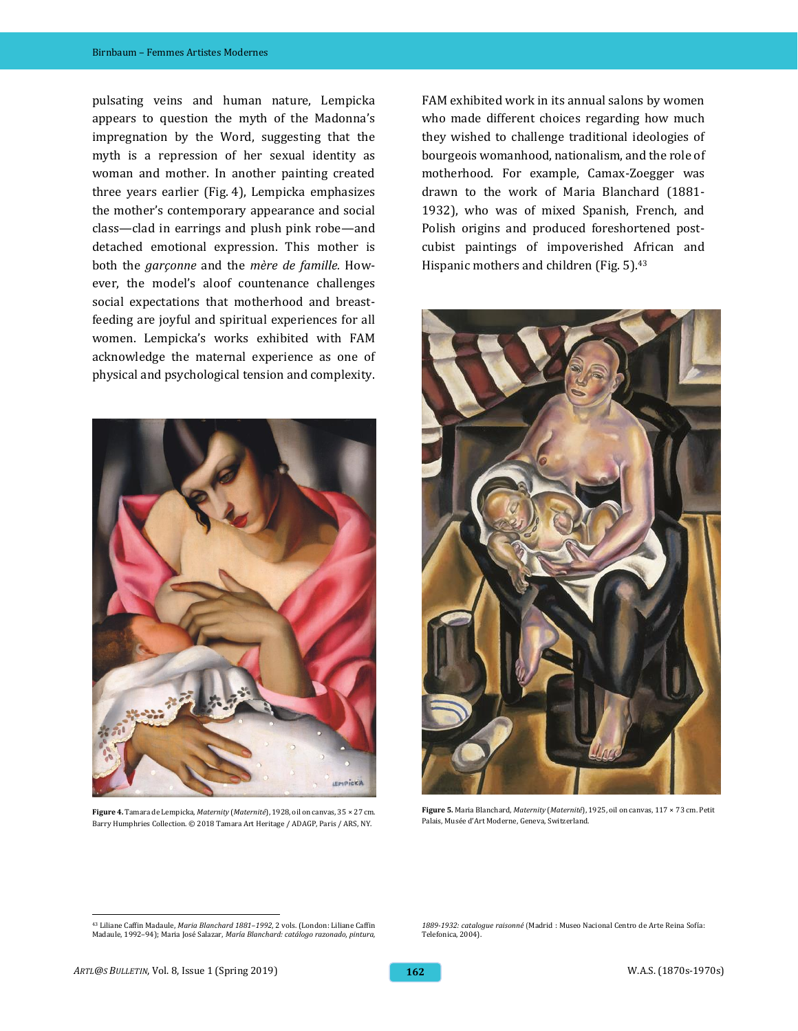pulsating veins and human nature, Lempicka appears to question the myth of the Madonna's impregnation by the Word, suggesting that the myth is a repression of her sexual identity as woman and mother. In another painting created three years earlier (Fig. 4), Lempicka emphasizes the mother's contemporary appearance and social class—clad in earrings and plush pink robe—and detached emotional expression. This mother is both the *garçonne* and the *mère de famille*. However, the model's aloof countenance challenges social expectations that motherhood and breastfeeding are joyful and spiritual experiences for all women. Lempicka's works exhibited with FAM acknowledge the maternal experience as one of physical and psychological tension and complexity.

**Figure 4.** Tamara de Lempicka, *Maternity* (*Maternité*), 1928, oil on canvas, 35 × 27 cm. Barry Humphries Collection. © 2018 Tamara Art Heritage / ADAGP, Paris / ARS, NY.

FAM exhibited work in its annual salons by women who made different choices regarding how much they wished to challenge traditional ideologies of bourgeois womanhood, nationalism, and the role of motherhood. For example, Camax-Zoegger was drawn to the work of Maria Blanchard (1881-1932), who was of mixed Spanish, French, and Polish origins and produced foreshortened post-cubist paintings of impoverished African and Hispanic mothers and children (Fig. 5).[43]

**Figure 5.** Maria Blanchard, *Maternity* (*Maternité*), 1925, oil on canvas, 117 × 73 cm. Petit Palais, Musée d'Art Moderne, Geneva, Switzerland.

---

[43] Liliane Caffin Madaule, *Maria Blanchard 1881–1992*, 2 vols. (London: Liliane Caffin Madaule, 1992–94); María José Salazar, *María Blanchard: catálogo razonado, pintura, 1889-1932: catalogue raisonné* (Madrid : Museo Nacional Centro de Arte Reina Sofía: Telefonica, 2004).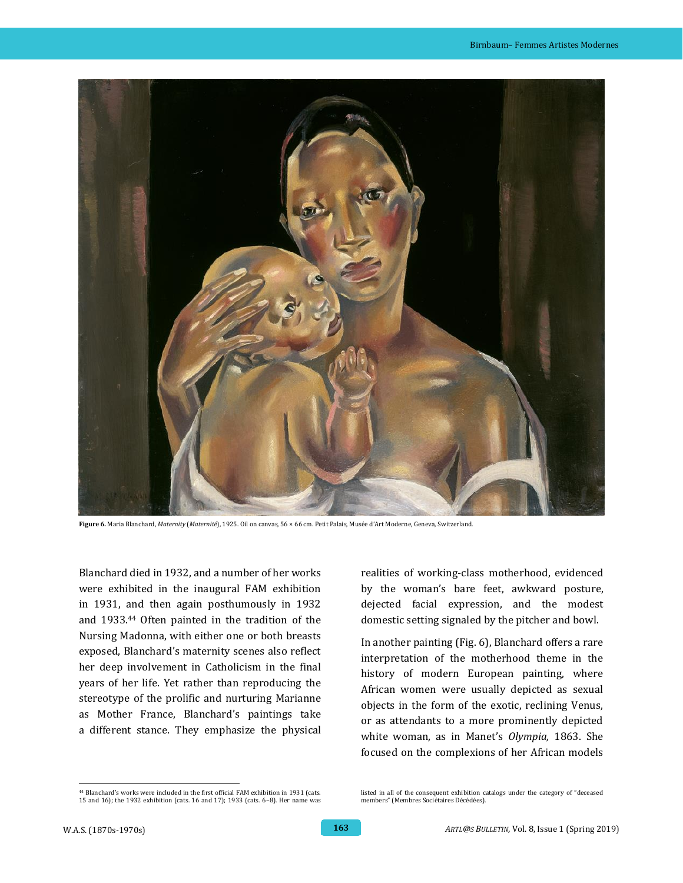**Figure 6.** Maria Blanchard, *Maternity* (*Maternité*), 1925. Oil on canvas, 56 × 66 cm. Petit Palais, Musée d'Art Moderne, Geneva, Switzerland.

Blanchard died in 1932, and a number of her works were exhibited in the inaugural FAM exhibition in 1931, and then again posthumously in 1932 and 1933.[44] Often painted in the tradition of the Nursing Madonna, with either one or both breasts exposed, Blanchard's maternity scenes also reflect her deep involvement in Catholicism in the final years of her life. Yet rather than reproducing the stereotype of the prolific and nurturing Marianne as Mother France, Blanchard's paintings take a different stance. They emphasize the physical realities of working-class motherhood, evidenced by the woman's bare feet, awkward posture, dejected facial expression, and the modest domestic setting signaled by the pitcher and bowl.

In another painting (Fig. 6), Blanchard offers a rare interpretation of the motherhood theme in the history of modern European painting, where African women were usually depicted as sexual objects in the form of the exotic, reclining Venus, or as attendants to a more prominently depicted white woman, as in Manet's *Olympia,* 1863. She focused on the complexions of her African models

[44] Blanchard's works were included in the first official FAM exhibition in 1931 (cats. 15 and 16); the 1932 exhibition (cats. 16 and 17); 1933 (cats. 6–8). Her name was listed in all of the consequent exhibition catalogs under the category of "deceased members" (Membres Sociétaires Décédées).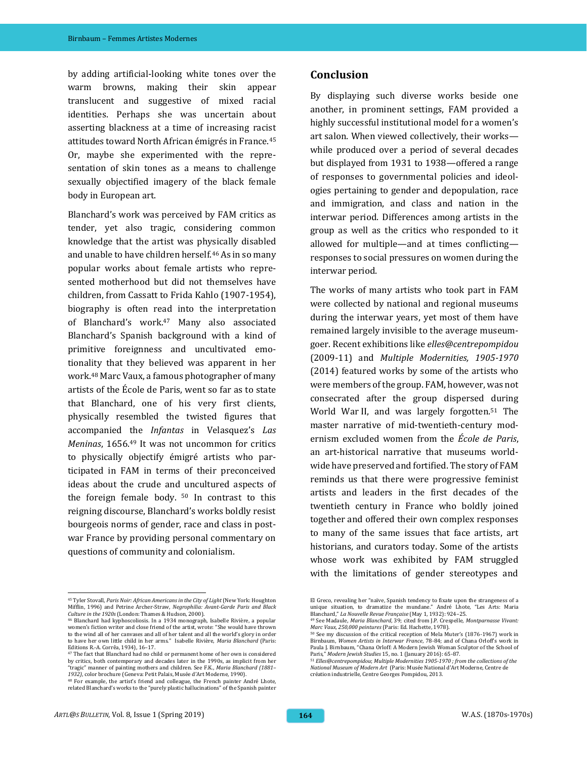by adding artificial-looking white tones over the warm browns, making their skin appear translucent and suggestive of mixed racial identities. Perhaps she was uncertain about asserting blackness at a time of increasing racist attitudes toward North African émigrés in France.[45] Or, maybe she experimented with the representation of skin tones as a means to challenge sexually objectified imagery of the black female body in European art.

Blanchard's work was perceived by FAM critics as tender, yet also tragic, considering common knowledge that the artist was physically disabled and unable to have children herself.[46] As in so many popular works about female artists who represented motherhood but did not themselves have children, from Cassatt to Frida Kahlo (1907-1954), biography is often read into the interpretation of Blanchard's work.[47] Many also associated Blanchard's Spanish background with a kind of primitive foreignness and uncultivated emotionality that they believed was apparent in her work.[48] Marc Vaux, a famous photographer of many artists of the École de Paris, went so far as to state that Blanchard, one of his very first clients, physically resembled the twisted figures that accompanied the *Infantas* in Velasquez's *Las Meninas*, 1656.[49] It was not uncommon for critics to physically objectify émigré artists who participated in FAM in terms of their preconceived ideas about the crude and uncultured aspects of the foreign female body. [50] In contrast to this reigning discourse, Blanchard's works boldly resist bourgeois norms of gender, race and class in postwar France by providing personal commentary on questions of community and colonialism.

## Conclusion

By displaying such diverse works beside one another, in prominent settings, FAM provided a highly successful institutional model for a women's art salon. When viewed collectively, their works—while produced over a period of several decades but displayed from 1931 to 1938—offered a range of responses to governmental policies and ideologies pertaining to gender and depopulation, race and immigration, and class and nation in the interwar period. Differences among artists in the group as well as the critics who responded to it allowed for multiple—and at times conflicting—responses to social pressures on women during the interwar period.

The works of many artists who took part in FAM were collected by national and regional museums during the interwar years, yet most of them have remained largely invisible to the average museumgoer. Recent exhibitions like *elles@centrepompidou* (2009-11) and *Multiple Modernities, 1905-1970* (2014) featured works by some of the artists who were members of the group. FAM, however, was not consecrated after the group dispersed during World War II, and was largely forgotten.[51] The master narrative of mid-twentieth-century modernism excluded women from the *École de Paris*, an art-historical narrative that museums worldwide have preserved and fortified. The story of FAM reminds us that there were progressive feminist artists and leaders in the first decades of the twentieth century in France who boldly joined together and offered their own complex responses to many of the same issues that face artists, art historians, and curators today. Some of the artists whose work was exhibited by FAM struggled with the limitations of gender stereotypes and

---

[45] Tyler Stovall, *Paris Noir: African Americans in the City of Light* (New York: Houghton Mifflin, 1996) and Petrine Archer-Straw, *Negrophilia: Avant-Garde Paris and Black Culture in the 1920s* (London: Thames & Hudson, 2000).

[46] Blanchard had kyphoscoliosis. In a 1934 monograph, Isabelle Rivière, a popular women's fiction writer and close friend of the artist, wrote: "She would have thrown to the wind all of her canvases and all of her talent and all the world's glory in order to have her own little child in her arms." Isabelle Rivière, *Maria Blanchard* (Paris: Editions R.-A. Corrêa, 1934), 16–17.

[47] The fact that Blanchard had no child or permanent home of her own is considered by critics, both contemporary and decades later in the 1990s, as implicit from her "tragic" manner of painting mothers and children. See F.K., *Maria Blanchard (1881–1932)*, color brochure (Geneva: Petit Palais, Musée d'Art Moderne, 1990).

[48] For example, the artist's friend and colleague, the French painter André Lhote, related Blanchard's works to the "purely plastic hallucinations" of the Spanish painter El Greco, revealing her "naïve, Spanish tendency to fixate upon the strangeness of a unique situation, to dramatize the mundane." André Lhote, "Les Arts: Maria Blanchard," *La Nouvelle Revue Française* (May 1, 1932): 924–25.

[49] See Madaule, *Maria Blanchard*, 39; cited from J.P. Crespelle, *Montparnasse Vivant: Marc Vaux, 250,000 peintures* (Paris: Ed. Hachette, 1978).

[50] See my discussion of the critical reception of Mela Muter's (1876-1967) work in Birnbaum, *Women Artists in Interwar France*, 78-84; and of Chana Orloff's work in Paula J. Birnbaum, "Chana Orloff: A Modern Jewish Woman Sculptor of the School of Paris," *Modern Jewish Studies* 15, no. 1 (January 2016): 65-87.

[51] *Elles@centrepompidou*; *Multiple Modernities 1905-1970 ; from the collections of the National Museum of Modern Art* (Paris: Musée National d'Art Moderne, Centre de création industrielle, Centre Georges Pompidou, 2013.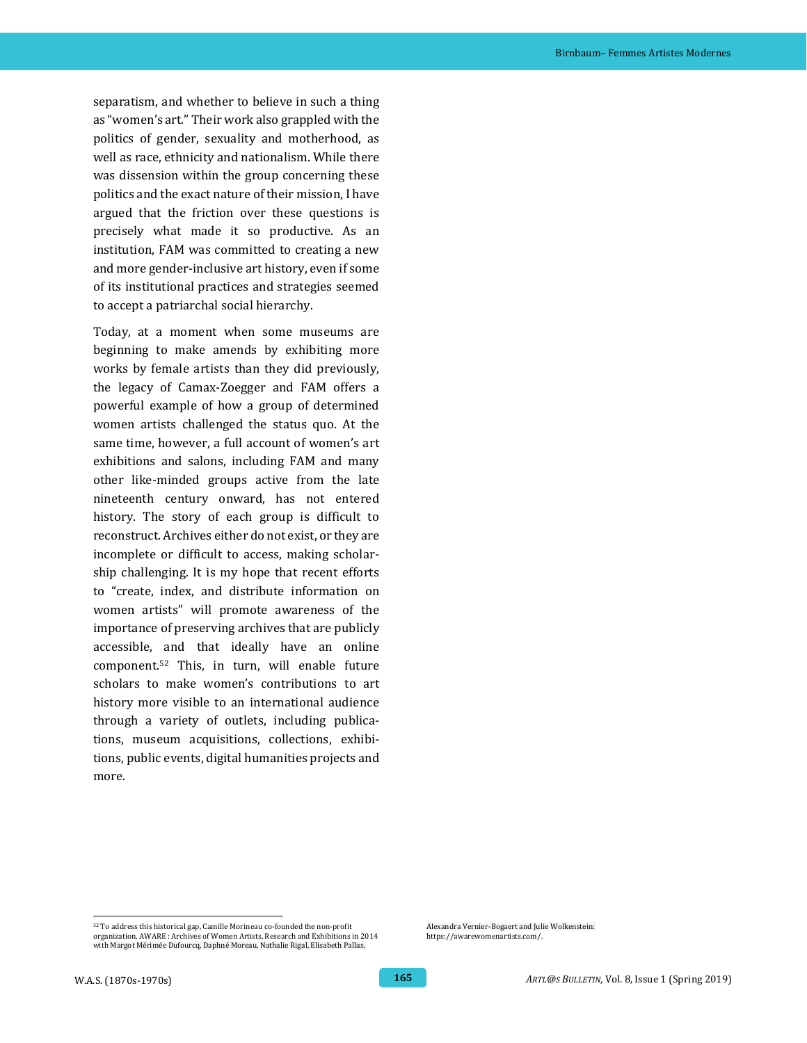separatism, and whether to believe in such a thing as "women's art." Their work also grappled with the politics of gender, sexuality and motherhood, as well as race, ethnicity and nationalism. While there was dissension within the group concerning these politics and the exact nature of their mission, I have argued that the friction over these questions is precisely what made it so productive. As an institution, FAM was committed to creating a new and more gender-inclusive art history, even if some of its institutional practices and strategies seemed to accept a patriarchal social hierarchy.

Today, at a moment when some museums are beginning to make amends by exhibiting more works by female artists than they did previously, the legacy of Camax-Zoegger and FAM offers a powerful example of how a group of determined women artists challenged the status quo. At the same time, however, a full account of women's art exhibitions and salons, including FAM and many other like-minded groups active from the late nineteenth century onward, has not entered history. The story of each group is difficult to reconstruct. Archives either do not exist, or they are incomplete or difficult to access, making scholarship challenging. It is my hope that recent efforts to "create, index, and distribute information on women artists" will promote awareness of the importance of preserving archives that are publicly accessible, and that ideally have an online component.[52] This, in turn, will enable future scholars to make women's contributions to art history more visible to an international audience through a variety of outlets, including publications, museum acquisitions, collections, exhibitions, public events, digital humanities projects and more.

---

[52] To address this historical gap, Camille Morineau co-founded the non-profit organization, AWARE : Archives of Women Artists, Research and Exhibitions in 2014 with Margot Mérimée Dufourcq, Daphné Moreau, Nathalie Rigal, Elisabeth Pallas, Alexandra Vernier-Bogaert and Julie Wolkenstein: https://awarewomenartists.com/.